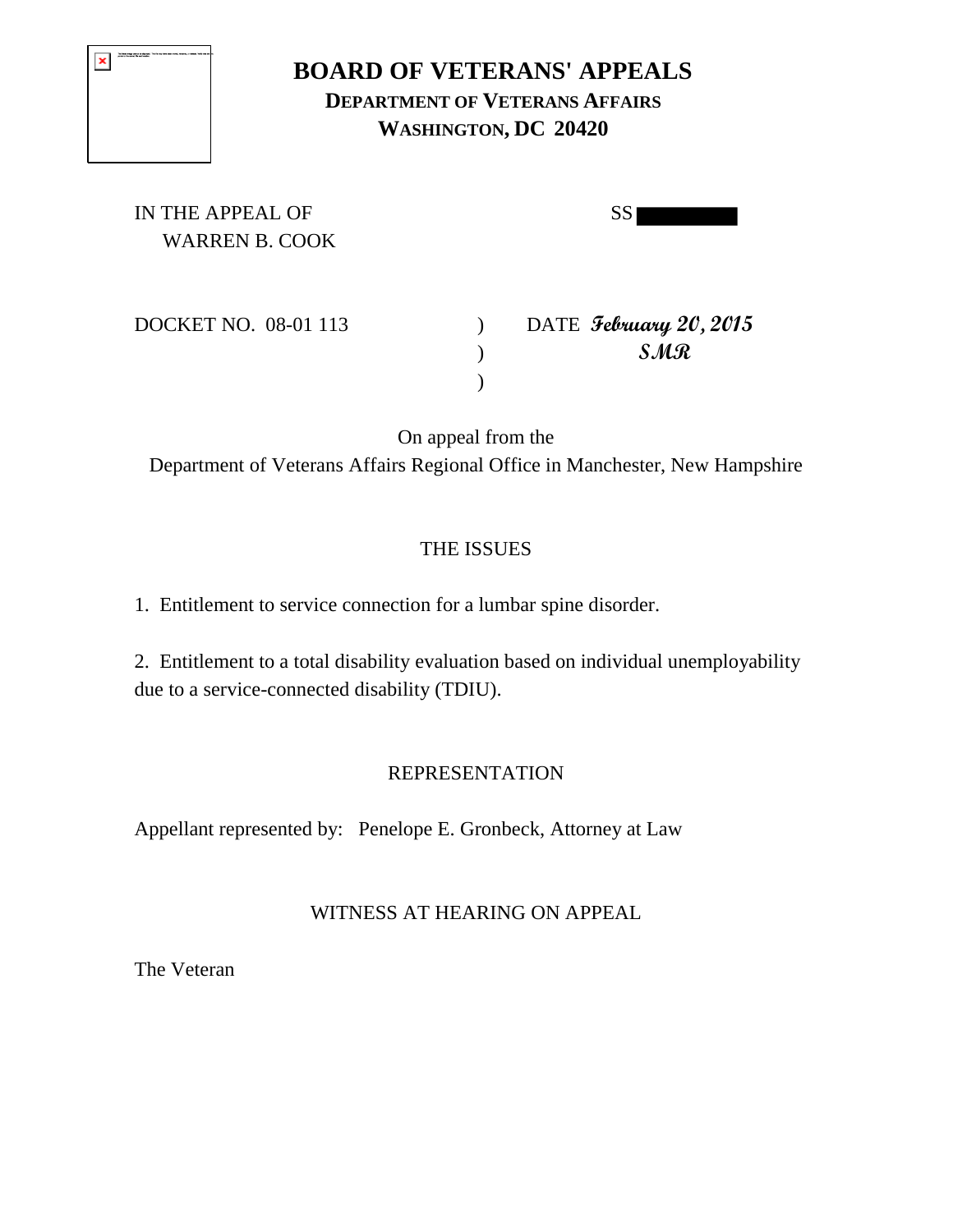# BOARD OF VETERANS' APPEALS
**DEPARTMENT OF VETERANS AFFAIRS**
**WASHINGTON, DC 20420**

IN THE APPEAL OF
WARREN B. COOK

SS

DOCKET NO. 08-01 113 ) DATE ***February 20, 2015***
) ***SMR***
)

On appeal from the
Department of Veterans Affairs Regional Office in Manchester, New Hampshire

THE ISSUES

1. Entitlement to service connection for a lumbar spine disorder.

2. Entitlement to a total disability evaluation based on individual unemployability due to a service-connected disability (TDIU).

REPRESENTATION

Appellant represented by: Penelope E. Gronbeck, Attorney at Law

WITNESS AT HEARING ON APPEAL

The Veteran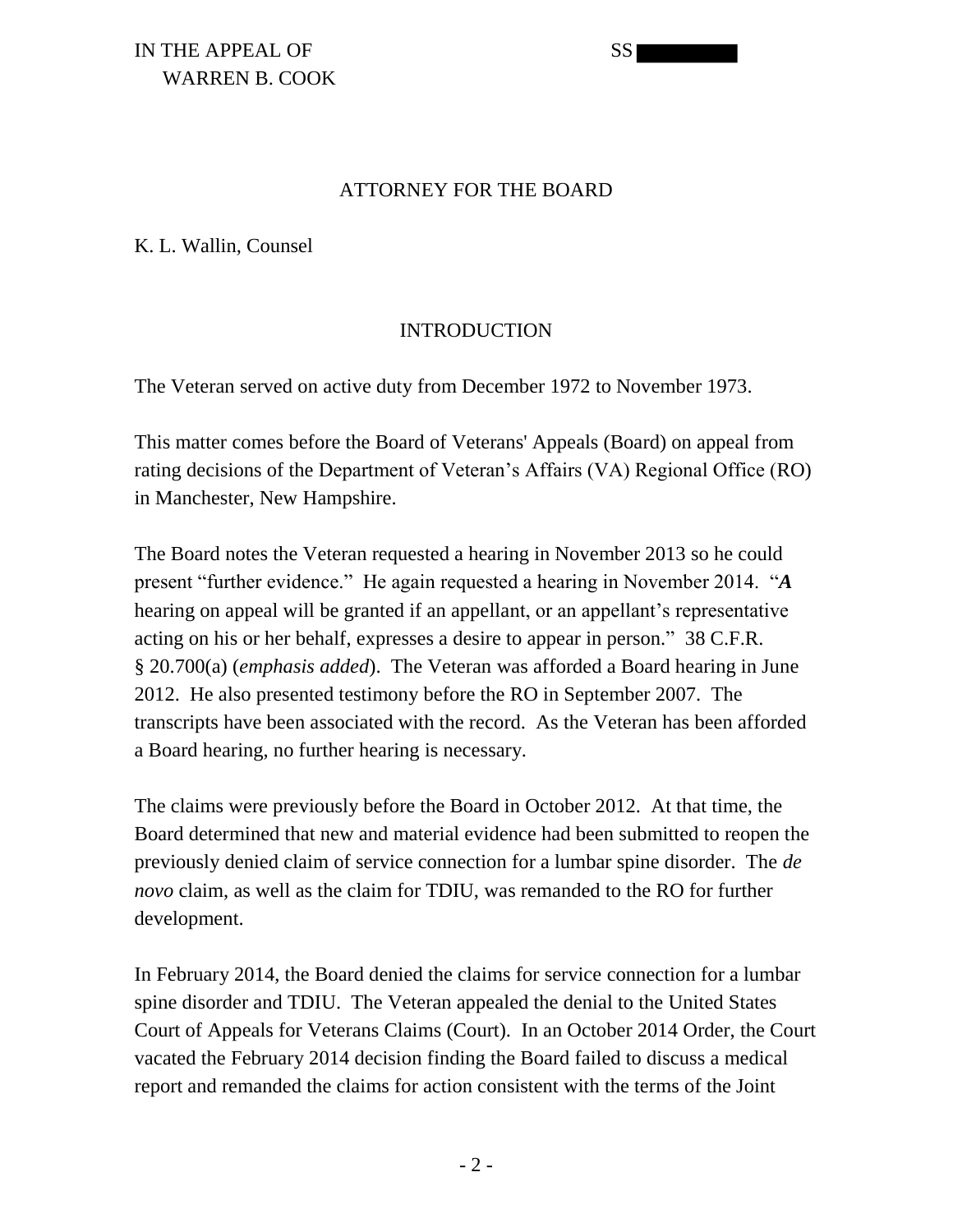IN THE APPEAL OF SS
WARREN B. COOK

ATTORNEY FOR THE BOARD

K. L. Wallin, Counsel

## INTRODUCTION

The Veteran served on active duty from December 1972 to November 1973.

This matter comes before the Board of Veterans' Appeals (Board) on appeal from rating decisions of the Department of Veteran's Affairs (VA) Regional Office (RO) in Manchester, New Hampshire.

The Board notes the Veteran requested a hearing in November 2013 so he could present "further evidence." He again requested a hearing in November 2014. "***A*** hearing on appeal will be granted if an appellant, or an appellant's representative acting on his or her behalf, expresses a desire to appear in person." 38 C.F.R. § 20.700(a) (*emphasis added*). The Veteran was afforded a Board hearing in June 2012. He also presented testimony before the RO in September 2007. The transcripts have been associated with the record. As the Veteran has been afforded a Board hearing, no further hearing is necessary.

The claims were previously before the Board in October 2012. At that time, the Board determined that new and material evidence had been submitted to reopen the previously denied claim of service connection for a lumbar spine disorder. The *de novo* claim, as well as the claim for TDIU, was remanded to the RO for further development.

In February 2014, the Board denied the claims for service connection for a lumbar spine disorder and TDIU. The Veteran appealed the denial to the United States Court of Appeals for Veterans Claims (Court). In an October 2014 Order, the Court vacated the February 2014 decision finding the Board failed to discuss a medical report and remanded the claims for action consistent with the terms of the Joint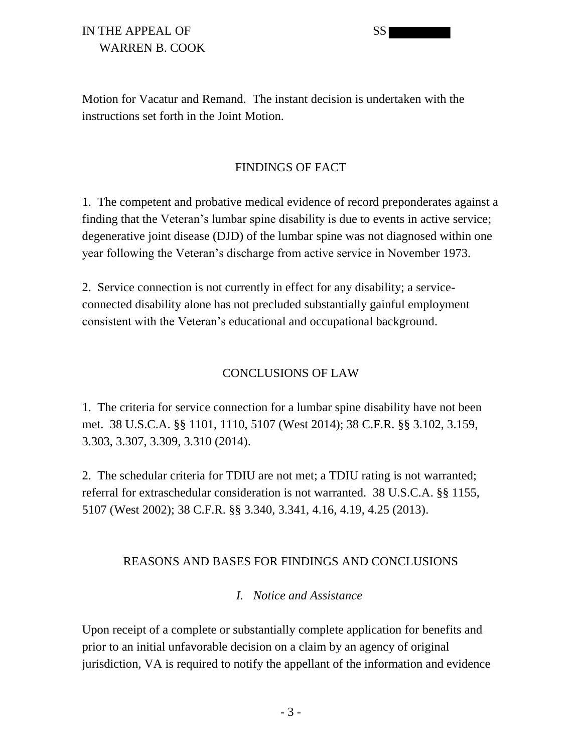Motion for Vacatur and Remand.  The instant decision is undertaken with the instructions set forth in the Joint Motion.

## FINDINGS OF FACT

1.  The competent and probative medical evidence of record preponderates against a finding that the Veteran's lumbar spine disability is due to events in active service; degenerative joint disease (DJD) of the lumbar spine was not diagnosed within one year following the Veteran's discharge from active service in November 1973.

2.  Service connection is not currently in effect for any disability; a service-connected disability alone has not precluded substantially gainful employment consistent with the Veteran's educational and occupational background.

## CONCLUSIONS OF LAW

1.  The criteria for service connection for a lumbar spine disability have not been met.  38 U.S.C.A. §§ 1101, 1110, 5107 (West 2014); 38 C.F.R. §§ 3.102, 3.159, 3.303, 3.307, 3.309, 3.310 (2014).

2.  The schedular criteria for TDIU are not met; a TDIU rating is not warranted; referral for extraschedular consideration is not warranted.  38 U.S.C.A. §§ 1155, 5107 (West 2002); 38 C.F.R. §§ 3.340, 3.341, 4.16, 4.19, 4.25 (2013).

## REASONS AND BASES FOR FINDINGS AND CONCLUSIONS

### *I.   Notice and Assistance*

Upon receipt of a complete or substantially complete application for benefits and prior to an initial unfavorable decision on a claim by an agency of original jurisdiction, VA is required to notify the appellant of the information and evidence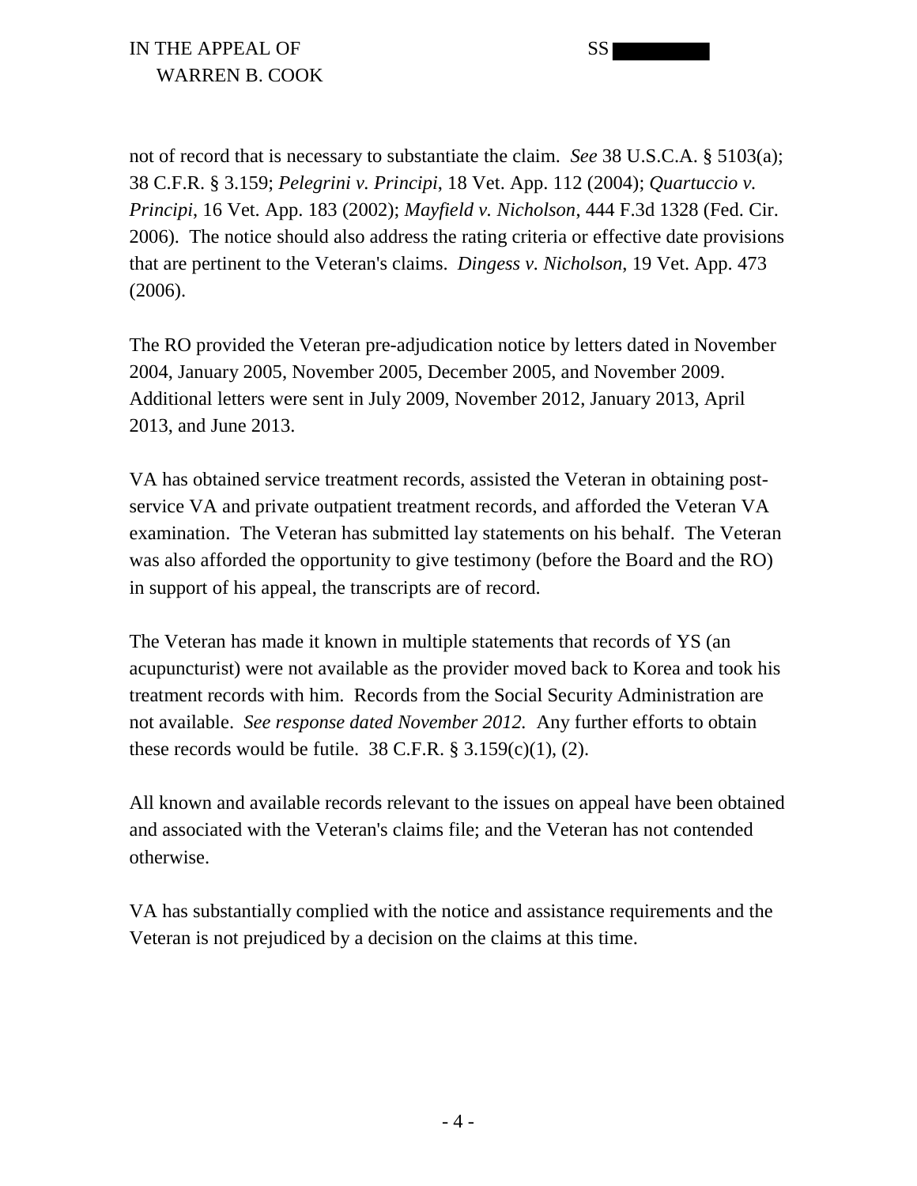not of record that is necessary to substantiate the claim. *See* 38 U.S.C.A. § 5103(a); 38 C.F.R. § 3.159; *Pelegrini v. Principi*, 18 Vet. App. 112 (2004); *Quartuccio v. Principi*, 16 Vet. App. 183 (2002); *Mayfield v. Nicholson*, 444 F.3d 1328 (Fed. Cir. 2006). The notice should also address the rating criteria or effective date provisions that are pertinent to the Veteran's claims. *Dingess v. Nicholson*, 19 Vet. App. 473 (2006).

The RO provided the Veteran pre-adjudication notice by letters dated in November 2004, January 2005, November 2005, December 2005, and November 2009. Additional letters were sent in July 2009, November 2012, January 2013, April 2013, and June 2013.

VA has obtained service treatment records, assisted the Veteran in obtaining post-service VA and private outpatient treatment records, and afforded the Veteran VA examination. The Veteran has submitted lay statements on his behalf. The Veteran was also afforded the opportunity to give testimony (before the Board and the RO) in support of his appeal, the transcripts are of record.

The Veteran has made it known in multiple statements that records of YS (an acupuncturist) were not available as the provider moved back to Korea and took his treatment records with him. Records from the Social Security Administration are not available. *See response dated November 2012.* Any further efforts to obtain these records would be futile. 38 C.F.R. § 3.159(c)(1), (2).

All known and available records relevant to the issues on appeal have been obtained and associated with the Veteran's claims file; and the Veteran has not contended otherwise.

VA has substantially complied with the notice and assistance requirements and the Veteran is not prejudiced by a decision on the claims at this time.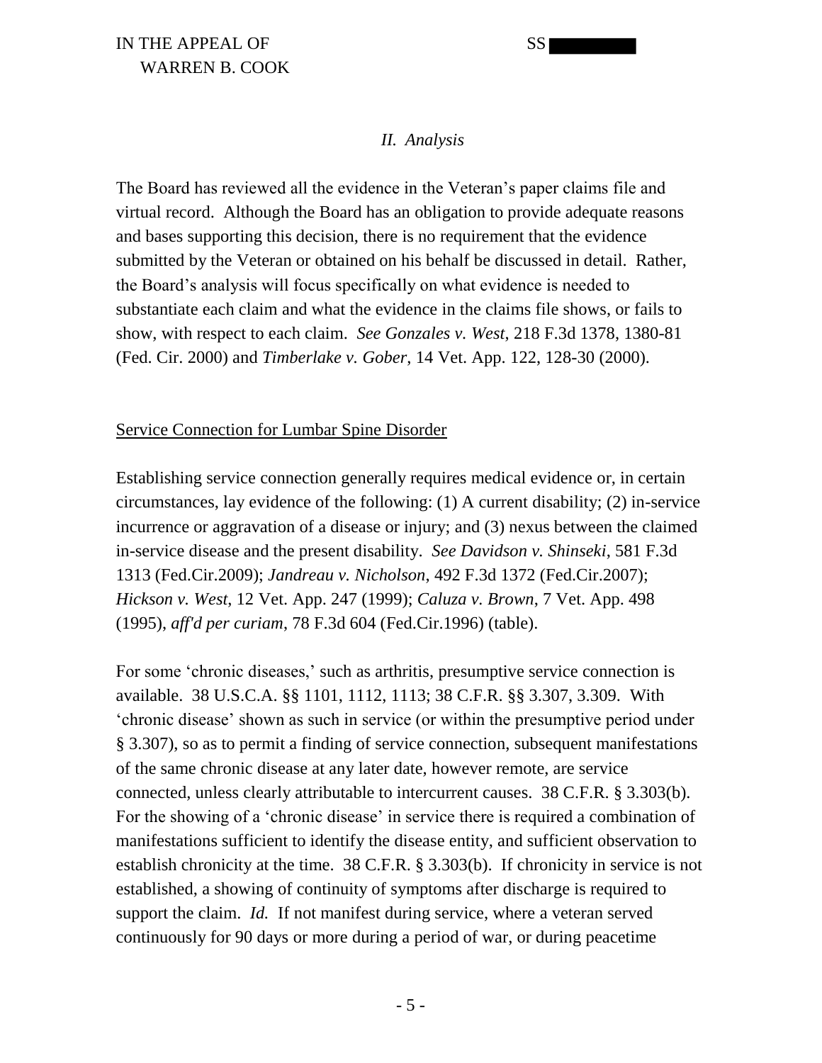*II. Analysis*

The Board has reviewed all the evidence in the Veteran's paper claims file and virtual record. Although the Board has an obligation to provide adequate reasons and bases supporting this decision, there is no requirement that the evidence submitted by the Veteran or obtained on his behalf be discussed in detail. Rather, the Board's analysis will focus specifically on what evidence is needed to substantiate each claim and what the evidence in the claims file shows, or fails to show, with respect to each claim. *See Gonzales v. West*, 218 F.3d 1378, 1380-81 (Fed. Cir. 2000) and *Timberlake v. Gober*, 14 Vet. App. 122, 128-30 (2000).

<u>Service Connection for Lumbar Spine Disorder</u>

Establishing service connection generally requires medical evidence or, in certain circumstances, lay evidence of the following: (1) A current disability; (2) in-service incurrence or aggravation of a disease or injury; and (3) nexus between the claimed in-service disease and the present disability. *See Davidson v. Shinseki*, 581 F.3d 1313 (Fed.Cir.2009); *Jandreau v. Nicholson*, 492 F.3d 1372 (Fed.Cir.2007); *Hickson v. West*, 12 Vet. App. 247 (1999); *Caluza v. Brown*, 7 Vet. App. 498 (1995), *aff'd per curiam*, 78 F.3d 604 (Fed.Cir.1996) (table).

For some 'chronic diseases,' such as arthritis, presumptive service connection is available. 38 U.S.C.A. §§ 1101, 1112, 1113; 38 C.F.R. §§ 3.307, 3.309. With 'chronic disease' shown as such in service (or within the presumptive period under § 3.307), so as to permit a finding of service connection, subsequent manifestations of the same chronic disease at any later date, however remote, are service connected, unless clearly attributable to intercurrent causes. 38 C.F.R. § 3.303(b). For the showing of a 'chronic disease' in service there is required a combination of manifestations sufficient to identify the disease entity, and sufficient observation to establish chronicity at the time. 38 C.F.R. § 3.303(b). If chronicity in service is not established, a showing of continuity of symptoms after discharge is required to support the claim. *Id.* If not manifest during service, where a veteran served continuously for 90 days or more during a period of war, or during peacetime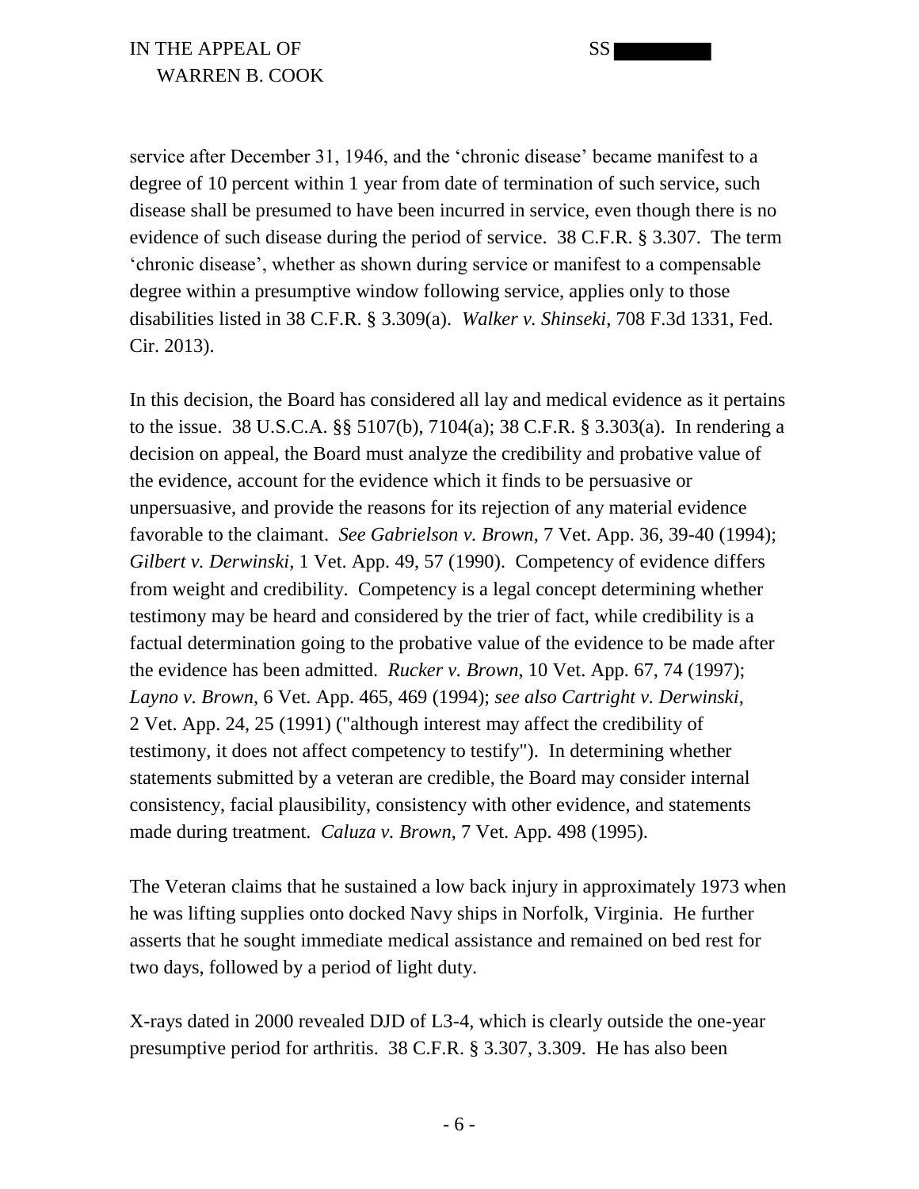service after December 31, 1946, and the 'chronic disease' became manifest to a degree of 10 percent within 1 year from date of termination of such service, such disease shall be presumed to have been incurred in service, even though there is no evidence of such disease during the period of service. 38 C.F.R. § 3.307. The term 'chronic disease', whether as shown during service or manifest to a compensable degree within a presumptive window following service, applies only to those disabilities listed in 38 C.F.R. § 3.309(a). *Walker v. Shinseki*, 708 F.3d 1331, Fed. Cir. 2013).

In this decision, the Board has considered all lay and medical evidence as it pertains to the issue. 38 U.S.C.A. §§ 5107(b), 7104(a); 38 C.F.R. § 3.303(a). In rendering a decision on appeal, the Board must analyze the credibility and probative value of the evidence, account for the evidence which it finds to be persuasive or unpersuasive, and provide the reasons for its rejection of any material evidence favorable to the claimant. *See Gabrielson v. Brown*, 7 Vet. App. 36, 39-40 (1994); *Gilbert v. Derwinski*, 1 Vet. App. 49, 57 (1990). Competency of evidence differs from weight and credibility. Competency is a legal concept determining whether testimony may be heard and considered by the trier of fact, while credibility is a factual determination going to the probative value of the evidence to be made after the evidence has been admitted. *Rucker v. Brown*, 10 Vet. App. 67, 74 (1997); *Layno v. Brown*, 6 Vet. App. 465, 469 (1994); *see also Cartright v. Derwinski*, 2 Vet. App. 24, 25 (1991) ("although interest may affect the credibility of testimony, it does not affect competency to testify"). In determining whether statements submitted by a veteran are credible, the Board may consider internal consistency, facial plausibility, consistency with other evidence, and statements made during treatment. *Caluza v. Brown*, 7 Vet. App. 498 (1995).

The Veteran claims that he sustained a low back injury in approximately 1973 when he was lifting supplies onto docked Navy ships in Norfolk, Virginia. He further asserts that he sought immediate medical assistance and remained on bed rest for two days, followed by a period of light duty.

X-rays dated in 2000 revealed DJD of L3-4, which is clearly outside the one-year presumptive period for arthritis. 38 C.F.R. § 3.307, 3.309. He has also been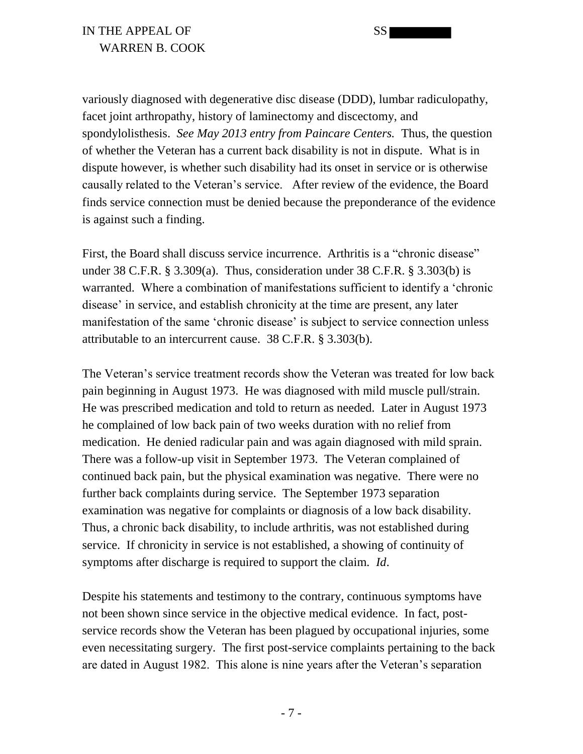variously diagnosed with degenerative disc disease (DDD), lumbar radiculopathy, facet joint arthropathy, history of laminectomy and discectomy, and spondylolisthesis. *See May 2013 entry from Paincare Centers.* Thus, the question of whether the Veteran has a current back disability is not in dispute. What is in dispute however, is whether such disability had its onset in service or is otherwise causally related to the Veteran's service. After review of the evidence, the Board finds service connection must be denied because the preponderance of the evidence is against such a finding.

First, the Board shall discuss service incurrence. Arthritis is a "chronic disease" under 38 C.F.R. § 3.309(a). Thus, consideration under 38 C.F.R. § 3.303(b) is warranted. Where a combination of manifestations sufficient to identify a 'chronic disease' in service, and establish chronicity at the time are present, any later manifestation of the same 'chronic disease' is subject to service connection unless attributable to an intercurrent cause. 38 C.F.R. § 3.303(b).

The Veteran's service treatment records show the Veteran was treated for low back pain beginning in August 1973. He was diagnosed with mild muscle pull/strain. He was prescribed medication and told to return as needed. Later in August 1973 he complained of low back pain of two weeks duration with no relief from medication. He denied radicular pain and was again diagnosed with mild sprain. There was a follow-up visit in September 1973. The Veteran complained of continued back pain, but the physical examination was negative. There were no further back complaints during service. The September 1973 separation examination was negative for complaints or diagnosis of a low back disability. Thus, a chronic back disability, to include arthritis, was not established during service. If chronicity in service is not established, a showing of continuity of symptoms after discharge is required to support the claim. *Id*.

Despite his statements and testimony to the contrary, continuous symptoms have not been shown since service in the objective medical evidence. In fact, post-service records show the Veteran has been plagued by occupational injuries, some even necessitating surgery. The first post-service complaints pertaining to the back are dated in August 1982. This alone is nine years after the Veteran's separation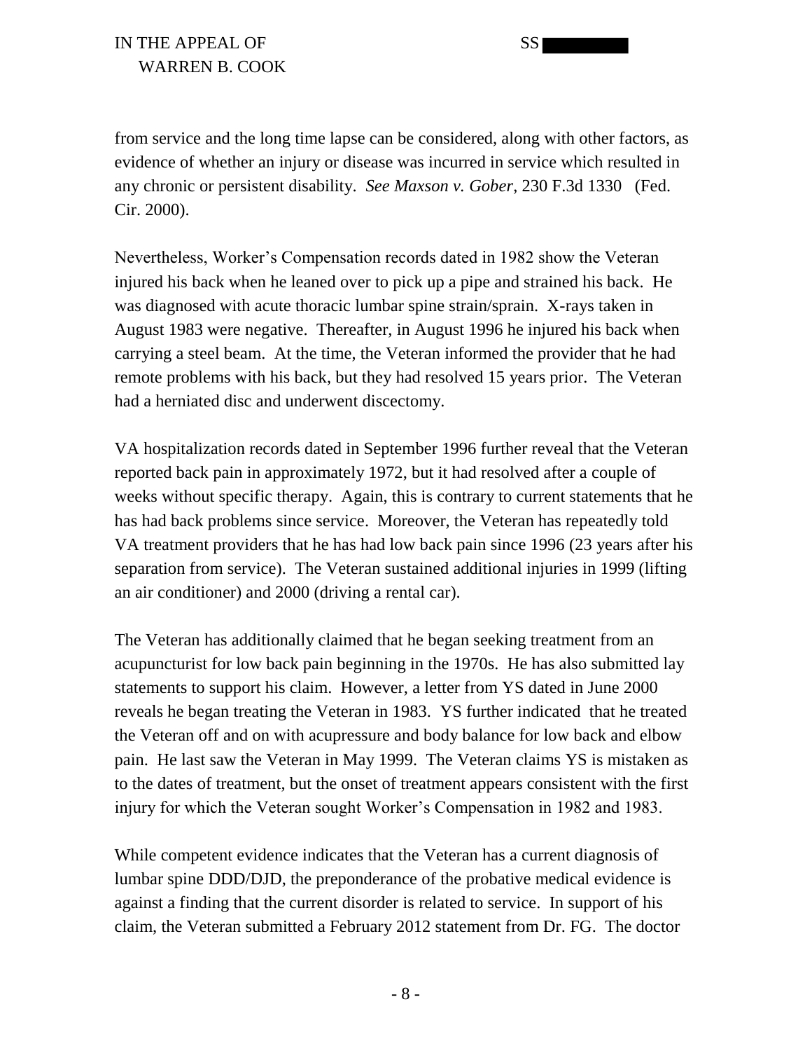from service and the long time lapse can be considered, along with other factors, as evidence of whether an injury or disease was incurred in service which resulted in any chronic or persistent disability. *See Maxson v. Gober*, 230 F.3d 1330 (Fed. Cir. 2000).

Nevertheless, Worker's Compensation records dated in 1982 show the Veteran injured his back when he leaned over to pick up a pipe and strained his back. He was diagnosed with acute thoracic lumbar spine strain/sprain. X-rays taken in August 1983 were negative. Thereafter, in August 1996 he injured his back when carrying a steel beam. At the time, the Veteran informed the provider that he had remote problems with his back, but they had resolved 15 years prior. The Veteran had a herniated disc and underwent discectomy.

VA hospitalization records dated in September 1996 further reveal that the Veteran reported back pain in approximately 1972, but it had resolved after a couple of weeks without specific therapy. Again, this is contrary to current statements that he has had back problems since service. Moreover, the Veteran has repeatedly told VA treatment providers that he has had low back pain since 1996 (23 years after his separation from service). The Veteran sustained additional injuries in 1999 (lifting an air conditioner) and 2000 (driving a rental car).

The Veteran has additionally claimed that he began seeking treatment from an acupuncturist for low back pain beginning in the 1970s. He has also submitted lay statements to support his claim. However, a letter from YS dated in June 2000 reveals he began treating the Veteran in 1983. YS further indicated that he treated the Veteran off and on with acupressure and body balance for low back and elbow pain. He last saw the Veteran in May 1999. The Veteran claims YS is mistaken as to the dates of treatment, but the onset of treatment appears consistent with the first injury for which the Veteran sought Worker's Compensation in 1982 and 1983.

While competent evidence indicates that the Veteran has a current diagnosis of lumbar spine DDD/DJD, the preponderance of the probative medical evidence is against a finding that the current disorder is related to service. In support of his claim, the Veteran submitted a February 2012 statement from Dr. FG. The doctor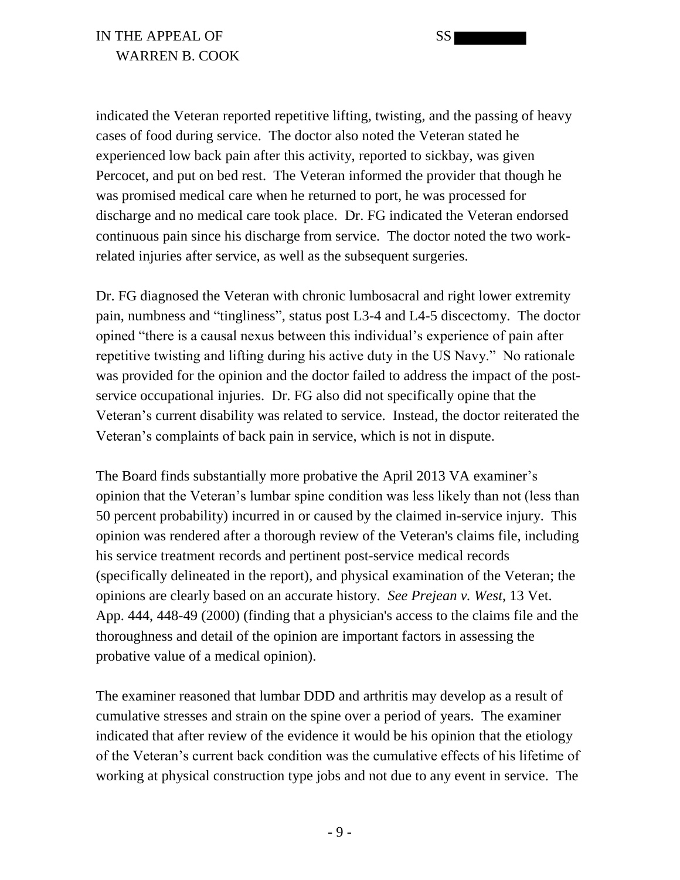indicated the Veteran reported repetitive lifting, twisting, and the passing of heavy cases of food during service. The doctor also noted the Veteran stated he experienced low back pain after this activity, reported to sickbay, was given Percocet, and put on bed rest. The Veteran informed the provider that though he was promised medical care when he returned to port, he was processed for discharge and no medical care took place. Dr. FG indicated the Veteran endorsed continuous pain since his discharge from service. The doctor noted the two work-related injuries after service, as well as the subsequent surgeries.

Dr. FG diagnosed the Veteran with chronic lumbosacral and right lower extremity pain, numbness and "tingliness", status post L3-4 and L4-5 discectomy. The doctor opined "there is a causal nexus between this individual's experience of pain after repetitive twisting and lifting during his active duty in the US Navy." No rationale was provided for the opinion and the doctor failed to address the impact of the post-service occupational injuries. Dr. FG also did not specifically opine that the Veteran's current disability was related to service. Instead, the doctor reiterated the Veteran's complaints of back pain in service, which is not in dispute.

The Board finds substantially more probative the April 2013 VA examiner's opinion that the Veteran's lumbar spine condition was less likely than not (less than 50 percent probability) incurred in or caused by the claimed in-service injury. This opinion was rendered after a thorough review of the Veteran's claims file, including his service treatment records and pertinent post-service medical records (specifically delineated in the report), and physical examination of the Veteran; the opinions are clearly based on an accurate history. *See Prejean v. West*, 13 Vet. App. 444, 448-49 (2000) (finding that a physician's access to the claims file and the thoroughness and detail of the opinion are important factors in assessing the probative value of a medical opinion).

The examiner reasoned that lumbar DDD and arthritis may develop as a result of cumulative stresses and strain on the spine over a period of years. The examiner indicated that after review of the evidence it would be his opinion that the etiology of the Veteran's current back condition was the cumulative effects of his lifetime of working at physical construction type jobs and not due to any event in service. The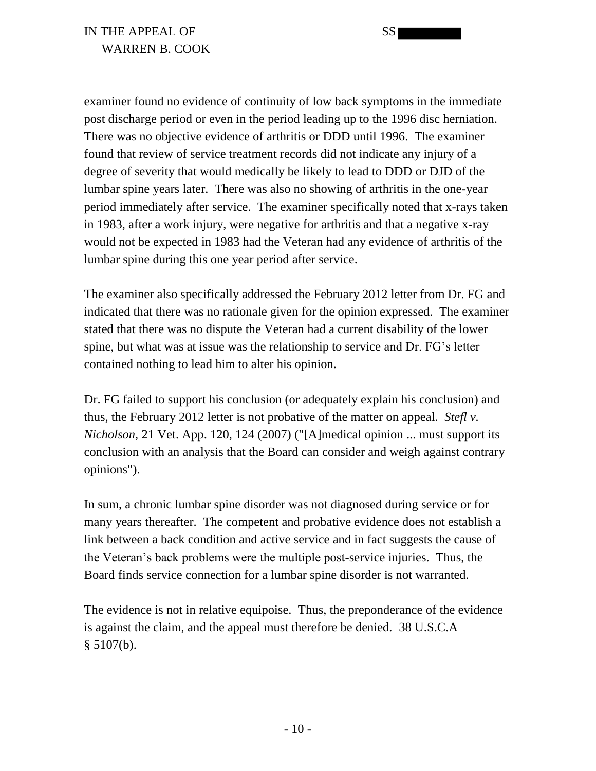examiner found no evidence of continuity of low back symptoms in the immediate post discharge period or even in the period leading up to the 1996 disc herniation. There was no objective evidence of arthritis or DDD until 1996. The examiner found that review of service treatment records did not indicate any injury of a degree of severity that would medically be likely to lead to DDD or DJD of the lumbar spine years later. There was also no showing of arthritis in the one-year period immediately after service. The examiner specifically noted that x-rays taken in 1983, after a work injury, were negative for arthritis and that a negative x-ray would not be expected in 1983 had the Veteran had any evidence of arthritis of the lumbar spine during this one year period after service.

The examiner also specifically addressed the February 2012 letter from Dr. FG and indicated that there was no rationale given for the opinion expressed. The examiner stated that there was no dispute the Veteran had a current disability of the lower spine, but what was at issue was the relationship to service and Dr. FG's letter contained nothing to lead him to alter his opinion.

Dr. FG failed to support his conclusion (or adequately explain his conclusion) and thus, the February 2012 letter is not probative of the matter on appeal. *Stefl v. Nicholson*, 21 Vet. App. 120, 124 (2007) ("[A]medical opinion ... must support its conclusion with an analysis that the Board can consider and weigh against contrary opinions").

In sum, a chronic lumbar spine disorder was not diagnosed during service or for many years thereafter. The competent and probative evidence does not establish a link between a back condition and active service and in fact suggests the cause of the Veteran's back problems were the multiple post-service injuries. Thus, the Board finds service connection for a lumbar spine disorder is not warranted.

The evidence is not in relative equipoise. Thus, the preponderance of the evidence is against the claim, and the appeal must therefore be denied. 38 U.S.C.A § 5107(b).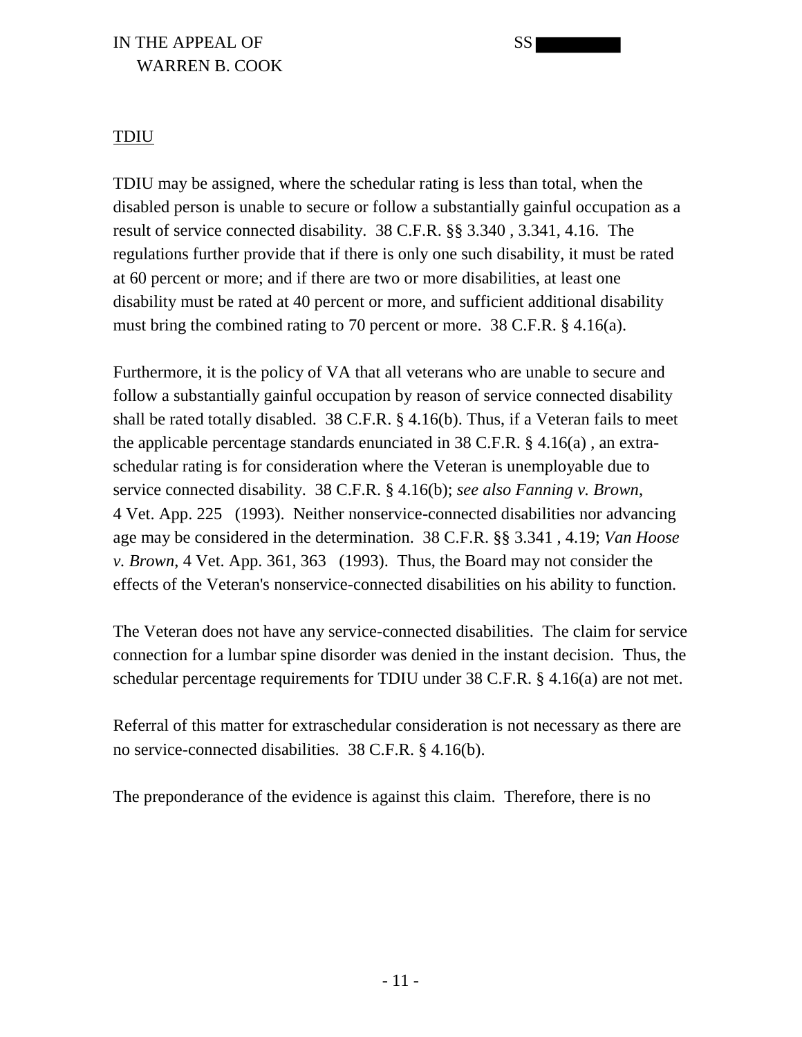TDIU

TDIU may be assigned, where the schedular rating is less than total, when the disabled person is unable to secure or follow a substantially gainful occupation as a result of service connected disability. 38 C.F.R. §§ 3.340 , 3.341, 4.16. The regulations further provide that if there is only one such disability, it must be rated at 60 percent or more; and if there are two or more disabilities, at least one disability must be rated at 40 percent or more, and sufficient additional disability must bring the combined rating to 70 percent or more. 38 C.F.R. § 4.16(a).

Furthermore, it is the policy of VA that all veterans who are unable to secure and follow a substantially gainful occupation by reason of service connected disability shall be rated totally disabled. 38 C.F.R. § 4.16(b). Thus, if a Veteran fails to meet the applicable percentage standards enunciated in 38 C.F.R. § 4.16(a) , an extra-schedular rating is for consideration where the Veteran is unemployable due to service connected disability. 38 C.F.R. § 4.16(b); *see also Fanning v. Brown*, 4 Vet. App. 225 (1993). Neither nonservice-connected disabilities nor advancing age may be considered in the determination. 38 C.F.R. §§ 3.341 , 4.19; *Van Hoose v. Brown*, 4 Vet. App. 361, 363 (1993). Thus, the Board may not consider the effects of the Veteran's nonservice-connected disabilities on his ability to function.

The Veteran does not have any service-connected disabilities. The claim for service connection for a lumbar spine disorder was denied in the instant decision. Thus, the schedular percentage requirements for TDIU under 38 C.F.R. § 4.16(a) are not met.

Referral of this matter for extraschedular consideration is not necessary as there are no service-connected disabilities. 38 C.F.R. § 4.16(b).

The preponderance of the evidence is against this claim. Therefore, there is no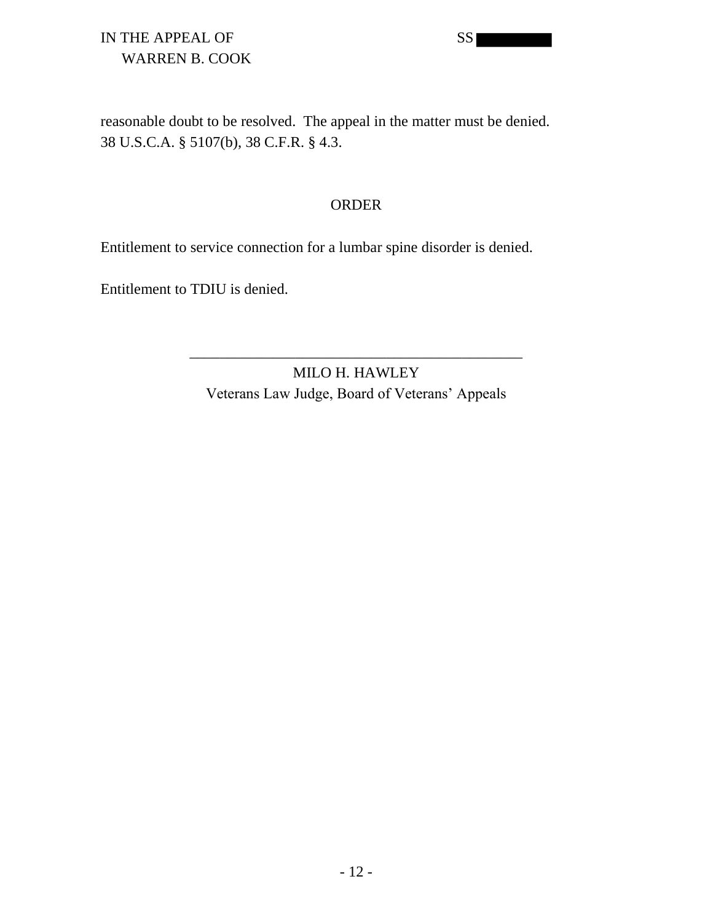reasonable doubt to be resolved. The appeal in the matter must be denied. 38 U.S.C.A. § 5107(b), 38 C.F.R. § 4.3.

## ORDER

Entitlement to service connection for a lumbar spine disorder is denied.

Entitlement to TDIU is denied.

\_\_\_\_\_\_\_\_\_\_\_\_\_\_\_\_\_\_\_\_\_\_\_\_\_\_\_\_\_\_\_\_\_\_\_\_\_\_\_\_\_\_\_\_\_\_

MILO H. HAWLEY

Veterans Law Judge, Board of Veterans' Appeals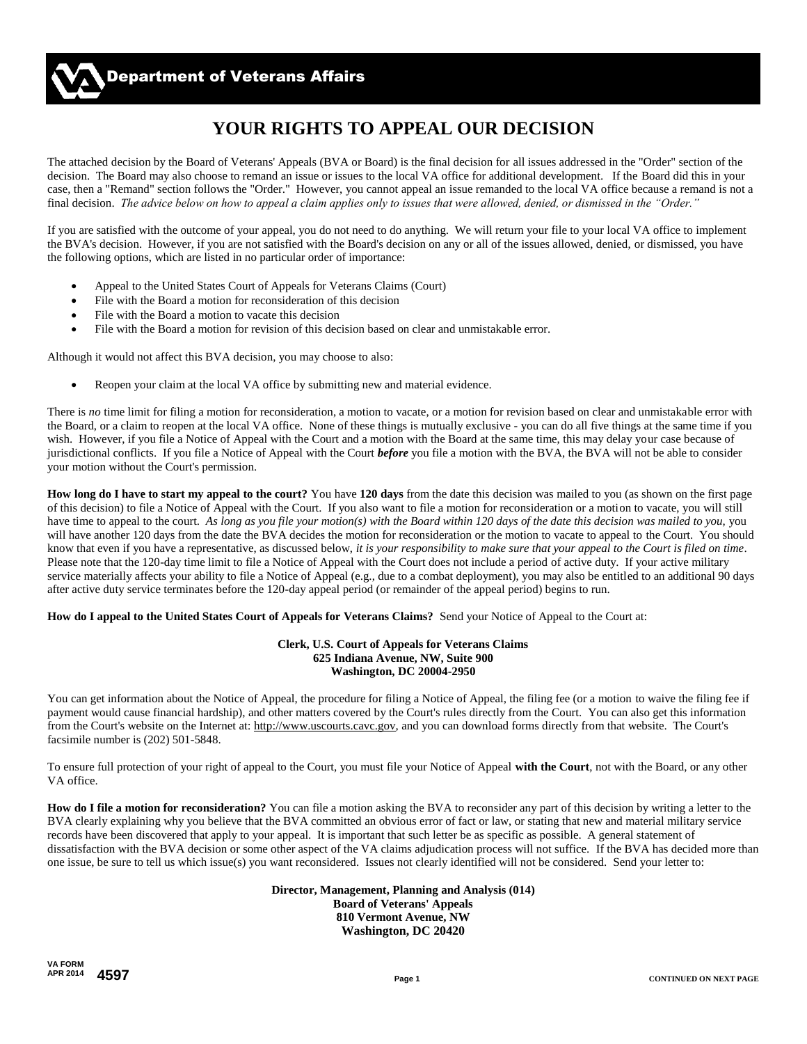Department of Veterans Affairs

# YOUR RIGHTS TO APPEAL OUR DECISION

The attached decision by the Board of Veterans' Appeals (BVA or Board) is the final decision for all issues addressed in the "Order" section of the decision. The Board may also choose to remand an issue or issues to the local VA office for additional development. If the Board did this in your case, then a "Remand" section follows the "Order." However, you cannot appeal an issue remanded to the local VA office because a remand is not a final decision. *The advice below on how to appeal a claim applies only to issues that were allowed, denied, or dismissed in the "Order."*

If you are satisfied with the outcome of your appeal, you do not need to do anything. We will return your file to your local VA office to implement the BVA's decision. However, if you are not satisfied with the Board's decision on any or all of the issues allowed, denied, or dismissed, you have the following options, which are listed in no particular order of importance:

- Appeal to the United States Court of Appeals for Veterans Claims (Court)
- File with the Board a motion for reconsideration of this decision
- File with the Board a motion to vacate this decision
- File with the Board a motion for revision of this decision based on clear and unmistakable error.

Although it would not affect this BVA decision, you may choose to also:

- Reopen your claim at the local VA office by submitting new and material evidence.

There is *no* time limit for filing a motion for reconsideration, a motion to vacate, or a motion for revision based on clear and unmistakable error with the Board, or a claim to reopen at the local VA office. None of these things is mutually exclusive - you can do all five things at the same time if you wish. However, if you file a Notice of Appeal with the Court and a motion with the Board at the same time, this may delay your case because of jurisdictional conflicts. If you file a Notice of Appeal with the Court ***before*** you file a motion with the BVA, the BVA will not be able to consider your motion without the Court's permission.

**How long do I have to start my appeal to the court?** You have **120 days** from the date this decision was mailed to you (as shown on the first page of this decision) to file a Notice of Appeal with the Court. If you also want to file a motion for reconsideration or a motion to vacate, you will still have time to appeal to the court. *As long as you file your motion(s) with the Board within 120 days of the date this decision was mailed to you,* you will have another 120 days from the date the BVA decides the motion for reconsideration or the motion to vacate to appeal to the Court. You should know that even if you have a representative, as discussed below, *it is your responsibility to make sure that your appeal to the Court is filed on time*. Please note that the 120-day time limit to file a Notice of Appeal with the Court does not include a period of active duty. If your active military service materially affects your ability to file a Notice of Appeal (e.g., due to a combat deployment), you may also be entitled to an additional 90 days after active duty service terminates before the 120-day appeal period (or remainder of the appeal period) begins to run.

**How do I appeal to the United States Court of Appeals for Veterans Claims?** Send your Notice of Appeal to the Court at:

**Clerk, U.S. Court of Appeals for Veterans Claims**
**625 Indiana Avenue, NW, Suite 900**
**Washington, DC 20004-2950**

You can get information about the Notice of Appeal, the procedure for filing a Notice of Appeal, the filing fee (or a motion to waive the filing fee if payment would cause financial hardship), and other matters covered by the Court's rules directly from the Court. You can also get this information from the Court's website on the Internet at: http://www.uscourts.cavc.gov, and you can download forms directly from that website. The Court's facsimile number is (202) 501-5848.

To ensure full protection of your right of appeal to the Court, you must file your Notice of Appeal **with the Court**, not with the Board, or any other VA office.

**How do I file a motion for reconsideration?** You can file a motion asking the BVA to reconsider any part of this decision by writing a letter to the BVA clearly explaining why you believe that the BVA committed an obvious error of fact or law, or stating that new and material military service records have been discovered that apply to your appeal. It is important that such letter be as specific as possible. A general statement of dissatisfaction with the BVA decision or some other aspect of the VA claims adjudication process will not suffice. If the BVA has decided more than one issue, be sure to tell us which issue(s) you want reconsidered. Issues not clearly identified will not be considered. Send your letter to:

**Director, Management, Planning and Analysis (014)**
**Board of Veterans' Appeals**
**810 Vermont Avenue, NW**
**Washington, DC 20420**

VA FORM APR 2014 4597

CONTINUED ON NEXT PAGE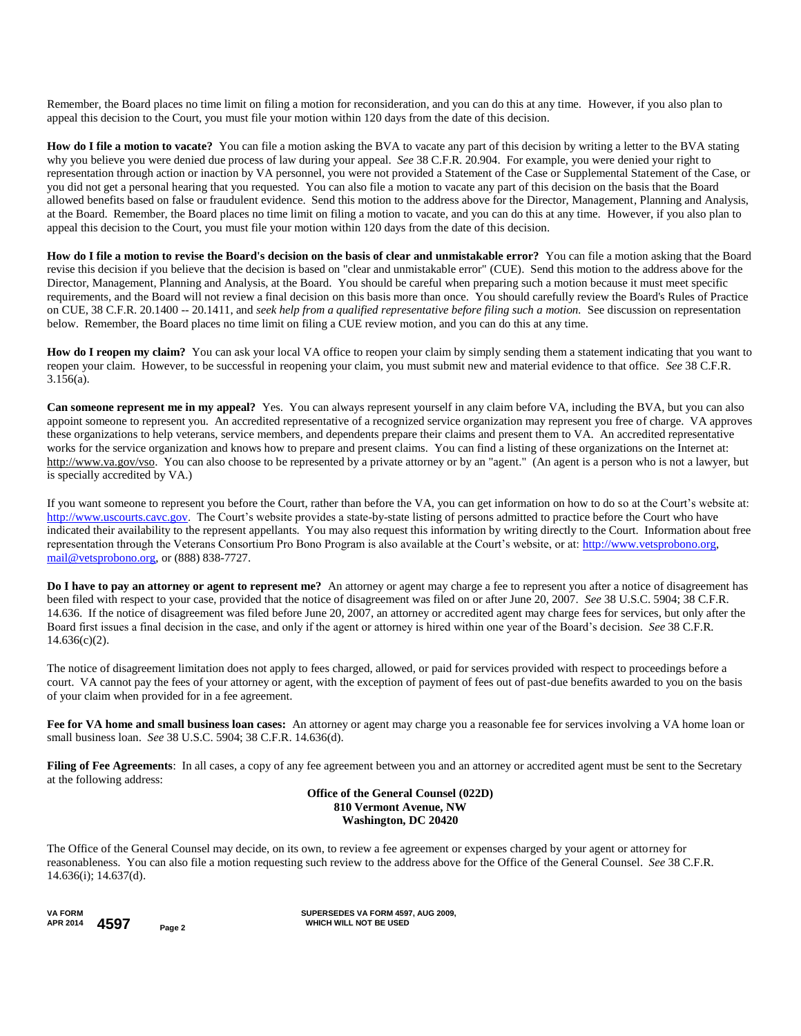Remember, the Board places no time limit on filing a motion for reconsideration, and you can do this at any time. However, if you also plan to appeal this decision to the Court, you must file your motion within 120 days from the date of this decision.

**How do I file a motion to vacate?** You can file a motion asking the BVA to vacate any part of this decision by writing a letter to the BVA stating why you believe you were denied due process of law during your appeal. *See* 38 C.F.R. 20.904. For example, you were denied your right to representation through action or inaction by VA personnel, you were not provided a Statement of the Case or Supplemental Statement of the Case, or you did not get a personal hearing that you requested. You can also file a motion to vacate any part of this decision on the basis that the Board allowed benefits based on false or fraudulent evidence. Send this motion to the address above for the Director, Management, Planning and Analysis, at the Board. Remember, the Board places no time limit on filing a motion to vacate, and you can do this at any time. However, if you also plan to appeal this decision to the Court, you must file your motion within 120 days from the date of this decision.

**How do I file a motion to revise the Board's decision on the basis of clear and unmistakable error?** You can file a motion asking that the Board revise this decision if you believe that the decision is based on "clear and unmistakable error" (CUE). Send this motion to the address above for the Director, Management, Planning and Analysis, at the Board. You should be careful when preparing such a motion because it must meet specific requirements, and the Board will not review a final decision on this basis more than once. You should carefully review the Board's Rules of Practice on CUE, 38 C.F.R. 20.1400 -- 20.1411, and *seek help from a qualified representative before filing such a motion.* See discussion on representation below. Remember, the Board places no time limit on filing a CUE review motion, and you can do this at any time.

**How do I reopen my claim?** You can ask your local VA office to reopen your claim by simply sending them a statement indicating that you want to reopen your claim. However, to be successful in reopening your claim, you must submit new and material evidence to that office. *See* 38 C.F.R. 3.156(a).

**Can someone represent me in my appeal?** Yes. You can always represent yourself in any claim before VA, including the BVA, but you can also appoint someone to represent you. An accredited representative of a recognized service organization may represent you free of charge. VA approves these organizations to help veterans, service members, and dependents prepare their claims and present them to VA. An accredited representative works for the service organization and knows how to prepare and present claims. You can find a listing of these organizations on the Internet at: http://www.va.gov/vso. You can also choose to be represented by a private attorney or by an "agent." (An agent is a person who is not a lawyer, but is specially accredited by VA.)

If you want someone to represent you before the Court, rather than before the VA, you can get information on how to do so at the Court's website at: http://www.uscourts.cavc.gov. The Court's website provides a state-by-state listing of persons admitted to practice before the Court who have indicated their availability to the represent appellants. You may also request this information by writing directly to the Court. Information about free representation through the Veterans Consortium Pro Bono Program is also available at the Court's website, or at: http://www.vetsprobono.org, mail@vetsprobono.org, or (888) 838-7727.

**Do I have to pay an attorney or agent to represent me?** An attorney or agent may charge a fee to represent you after a notice of disagreement has been filed with respect to your case, provided that the notice of disagreement was filed on or after June 20, 2007. *See* 38 U.S.C. 5904; 38 C.F.R. 14.636. If the notice of disagreement was filed before June 20, 2007, an attorney or accredited agent may charge fees for services, but only after the Board first issues a final decision in the case, and only if the agent or attorney is hired within one year of the Board's decision. *See* 38 C.F.R. 14.636(c)(2).

The notice of disagreement limitation does not apply to fees charged, allowed, or paid for services provided with respect to proceedings before a court. VA cannot pay the fees of your attorney or agent, with the exception of payment of fees out of past-due benefits awarded to you on the basis of your claim when provided for in a fee agreement.

**Fee for VA home and small business loan cases:** An attorney or agent may charge you a reasonable fee for services involving a VA home loan or small business loan. *See* 38 U.S.C. 5904; 38 C.F.R. 14.636(d).

**Filing of Fee Agreements**: In all cases, a copy of any fee agreement between you and an attorney or accredited agent must be sent to the Secretary at the following address:

**Office of the General Counsel (022D)**
**810 Vermont Avenue, NW**
**Washington, DC 20420**

The Office of the General Counsel may decide, on its own, to review a fee agreement or expenses charged by your agent or attorney for reasonableness. You can also file a motion requesting such review to the address above for the Office of the General Counsel. *See* 38 C.F.R. 14.636(i); 14.637(d).

VA FORM APR 2014 **4597** Page 2 SUPERSEDES VA FORM 4597, AUG 2009, WHICH WILL NOT BE USED